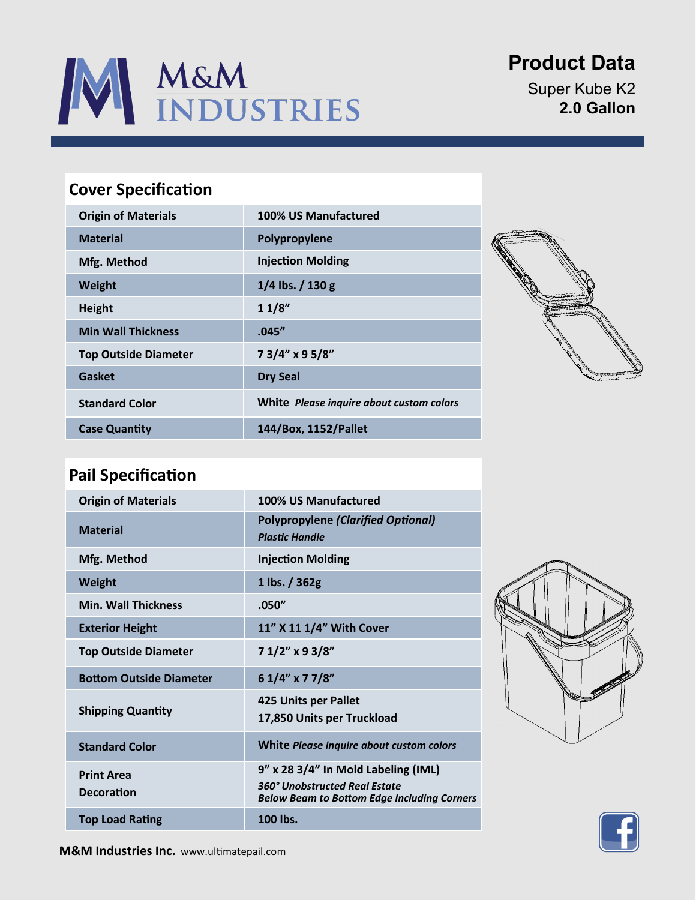M&M INDUSTRIES

# Product Data

Super Kube K2
**2.0 Gallon**

## Cover Specification

| | |
|---|---|
| Origin of Materials | 100% US Manufactured |
| Material | Polypropylene |
| Mfg. Method | Injection Molding |
| Weight | 1/4 lbs. / 130 g |
| Height | 1 1/8” |
| Min Wall Thickness | .045” |
| Top Outside Diameter | 7 3/4” x 9 5/8” |
| Gasket | Dry Seal |
| Standard Color | White *Please inquire about custom colors* |
| Case Quantity | 144/Box, 1152/Pallet |

## Pail Specification

| | |
|---|---|
| Origin of Materials | 100% US Manufactured |
| Material | Polypropylene *(Clarified Optional)* *Plastic Handle* |
| Mfg. Method | Injection Molding |
| Weight | 1 lbs. / 362g |
| Min. Wall Thickness | .050” |
| Exterior Height | 11” X 11 1/4” With Cover |
| Top Outside Diameter | 7 1/2” x 9 3/8” |
| Bottom Outside Diameter | 6 1/4” x 7 7/8” |
| Shipping Quantity | 425 Units per Pallet<br>17,850 Units per Truckload |
| Standard Color | White *Please inquire about custom colors* |
| Print Area<br>Decoration | 9” x 28 3/4” In Mold Labeling (IML)<br>*360° Unobstructed Real Estate*<br>*Below Beam to Bottom Edge Including Corners* |
| Top Load Rating | 100 lbs. |

**M&M Industries Inc.** www.ultimatepail.com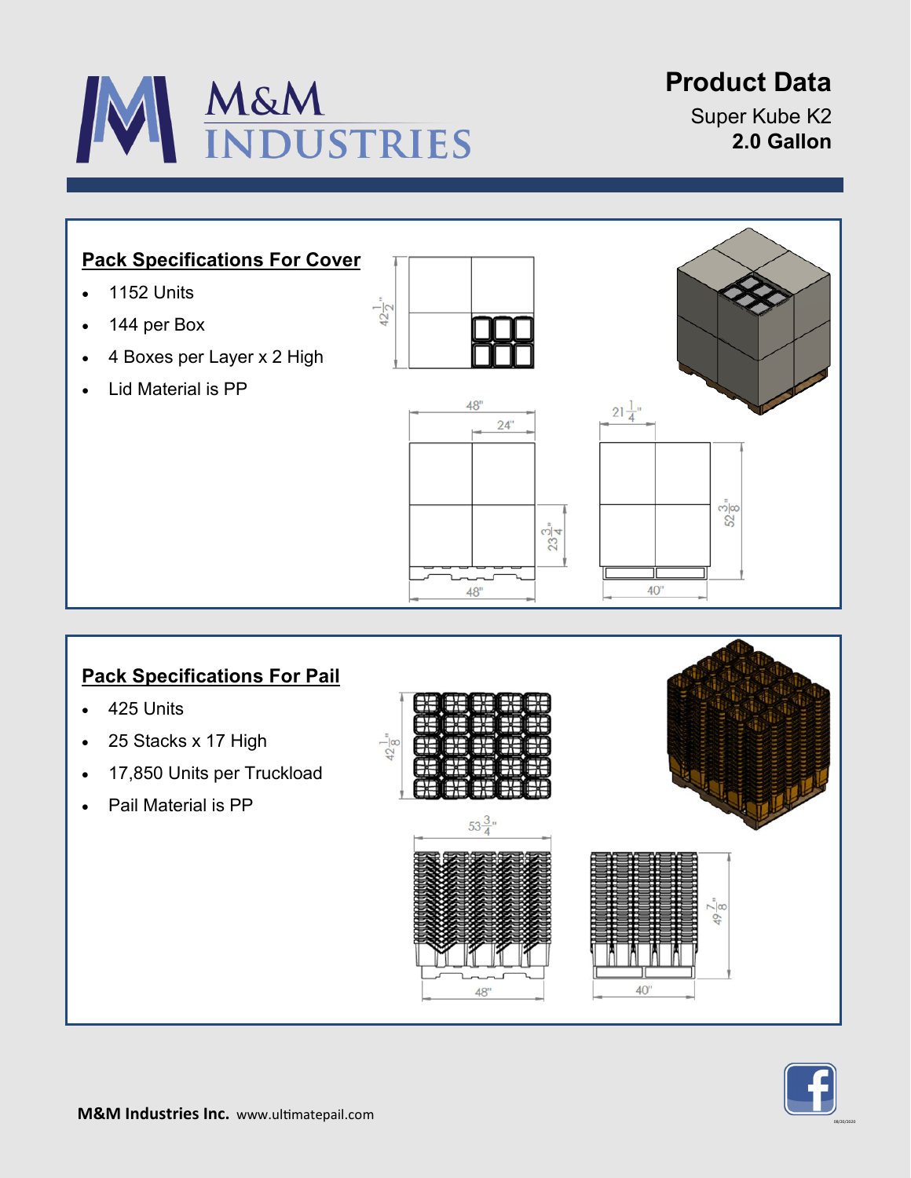# M&M INDUSTRIES

## Product Data

Super Kube K2

**2.0 Gallon**

### Pack Specifications For Cover

- 1152 Units
- 144 per Box
- 4 Boxes per Layer x 2 High
- Lid Material is PP

$42\frac{1}{2}$"

48"

24"

$23\frac{3}{4}$"

48"

$21\frac{1}{4}$"

$52\frac{3}{8}$"

40"

### Pack Specifications For Pail

- 425 Units
- 25 Stacks x 17 High
- 17,850 Units per Truckload
- Pail Material is PP

$42\frac{1}{8}$"

$53\frac{3}{4}$"

48"

$49\frac{7}{8}$"

40"

**M&M Industries Inc.** www.ultimatepail.com